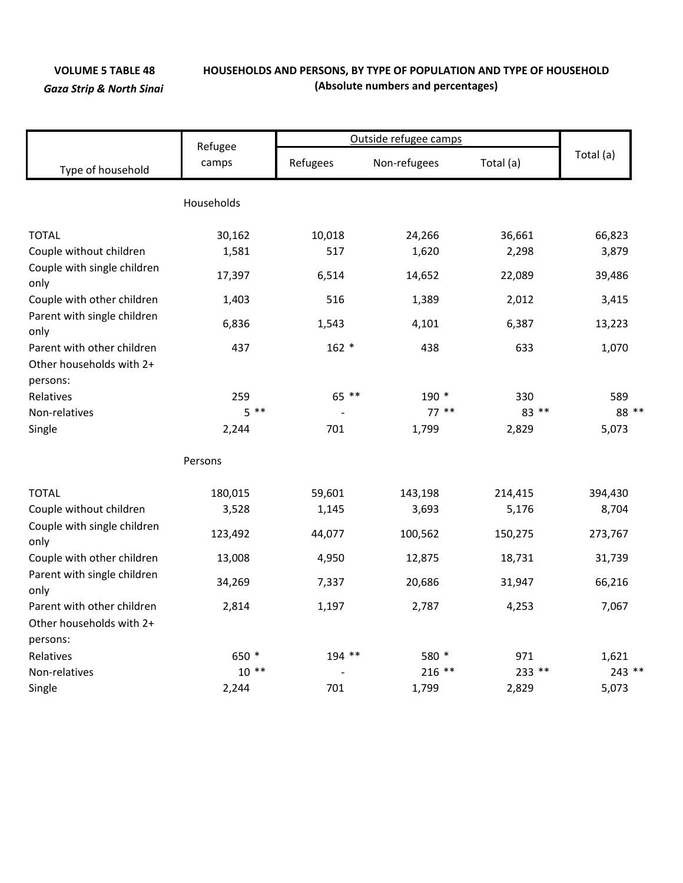**VOLUME 5 TABLE 48**

***Gaza Strip & North Sinai***

**HOUSEHOLDS AND PERSONS, BY TYPE OF POPULATION AND TYPE OF HOUSEHOLD**
**(Absolute numbers and percentages)**

| Type of household | Refugee camps | Outside refugee camps | | | Total (a) |
|---|---|---|---|---|---|
| | | Refugees | Non-refugees | Total (a) | |
| **Households** | | | | | |
| TOTAL | 30,162 | 10,018 | 24,266 | 36,661 | 66,823 |
| Couple without children | 1,581 | 517 | 1,620 | 2,298 | 3,879 |
| Couple with single children only | 17,397 | 6,514 | 14,652 | 22,089 | 39,486 |
| Couple with other children | 1,403 | 516 | 1,389 | 2,012 | 3,415 |
| Parent with single children only | 6,836 | 1,543 | 4,101 | 6,387 | 13,223 |
| Parent with other children | 437 | 162 * | 438 | 633 | 1,070 |
| Other households with 2+ persons: | | | | | |
| Relatives | 259 | 65 ** | 190 * | 330 | 589 |
| Non-relatives | 5 ** | - | 77 ** | 83 ** | 88 ** |
| Single | 2,244 | 701 | 1,799 | 2,829 | 5,073 |
| **Persons** | | | | | |
| TOTAL | 180,015 | 59,601 | 143,198 | 214,415 | 394,430 |
| Couple without children | 3,528 | 1,145 | 3,693 | 5,176 | 8,704 |
| Couple with single children only | 123,492 | 44,077 | 100,562 | 150,275 | 273,767 |
| Couple with other children | 13,008 | 4,950 | 12,875 | 18,731 | 31,739 |
| Parent with single children only | 34,269 | 7,337 | 20,686 | 31,947 | 66,216 |
| Parent with other children | 2,814 | 1,197 | 2,787 | 4,253 | 7,067 |
| Other households with 2+ persons: | | | | | |
| Relatives | 650 * | 194 ** | 580 * | 971 | 1,621 |
| Non-relatives | 10 ** | - | 216 ** | 233 ** | 243 ** |
| Single | 2,244 | 701 | 1,799 | 2,829 | 5,073 |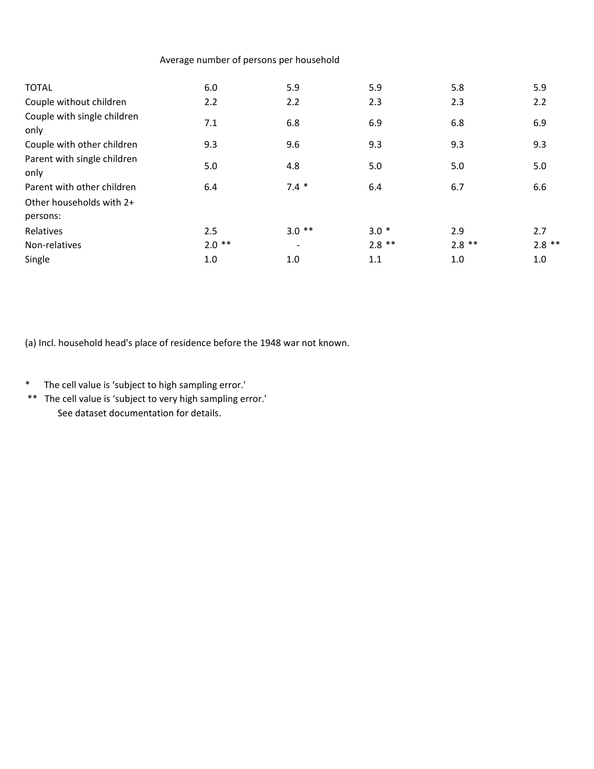Average number of persons per household

| | | | | | |
|---|---|---|---|---|---|
| TOTAL | 6.0 | 5.9 | 5.9 | 5.8 | 5.9 |
| Couple without children | 2.2 | 2.2 | 2.3 | 2.3 | 2.2 |
| Couple with single children only | 7.1 | 6.8 | 6.9 | 6.8 | 6.9 |
| Couple with other children | 9.3 | 9.6 | 9.3 | 9.3 | 9.3 |
| Parent with single children only | 5.0 | 4.8 | 5.0 | 5.0 | 5.0 |
| Parent with other children | 6.4 | 7.4 * | 6.4 | 6.7 | 6.6 |
| Other households with 2+ persons: | | | | | |
| Relatives | 2.5 | 3.0 ** | 3.0 * | 2.9 | 2.7 |
| Non-relatives | 2.0 ** | - | 2.8 ** | 2.8 ** | 2.8 ** |
| Single | 1.0 | 1.0 | 1.1 | 1.0 | 1.0 |

(a) Incl. household head's place of residence before the 1948 war not known.

* The cell value is 'subject to high sampling error.'

** The cell value is 'subject to very high sampling error.'
See dataset documentation for details.